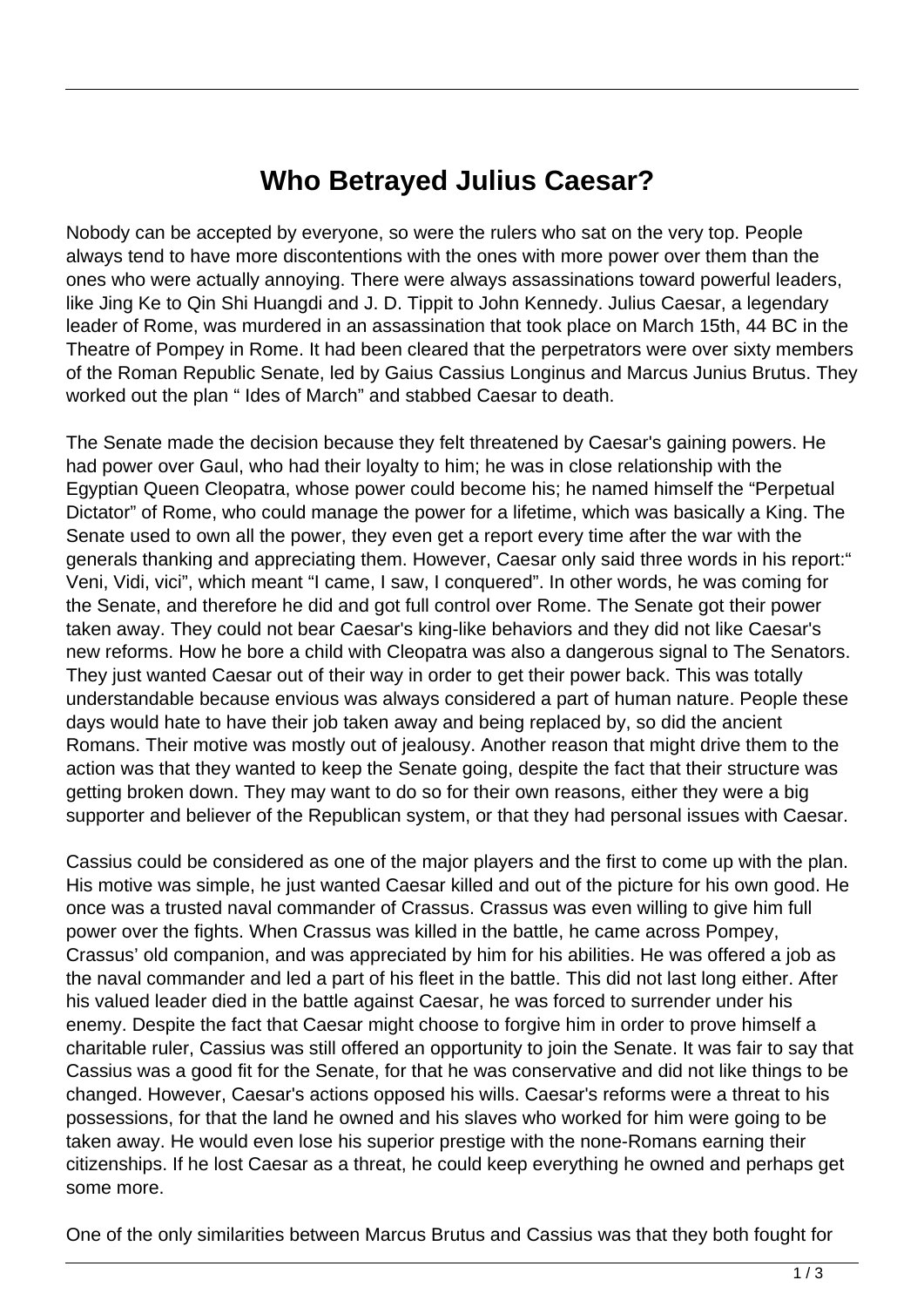# Who Betrayed Julius Caesar?

Nobody can be accepted by everyone, so were the rulers who sat on the very top. People always tend to have more discontentions with the ones with more power over them than the ones who were actually annoying. There were always assassinations toward powerful leaders, like Jing Ke to Qin Shi Huangdi and J. D. Tippit to John Kennedy. Julius Caesar, a legendary leader of Rome, was murdered in an assassination that took place on March 15th, 44 BC in the Theatre of Pompey in Rome. It had been cleared that the perpetrators were over sixty members of the Roman Republic Senate, led by Gaius Cassius Longinus and Marcus Junius Brutus. They worked out the plan " Ides of March" and stabbed Caesar to death.

The Senate made the decision because they felt threatened by Caesar's gaining powers. He had power over Gaul, who had their loyalty to him; he was in close relationship with the Egyptian Queen Cleopatra, whose power could become his; he named himself the "Perpetual Dictator" of Rome, who could manage the power for a lifetime, which was basically a King. The Senate used to own all the power, they even get a report every time after the war with the generals thanking and appreciating them. However, Caesar only said three words in his report:" Veni, Vidi, vici", which meant "I came, I saw, I conquered". In other words, he was coming for the Senate, and therefore he did and got full control over Rome. The Senate got their power taken away. They could not bear Caesar's king-like behaviors and they did not like Caesar's new reforms. How he bore a child with Cleopatra was also a dangerous signal to The Senators. They just wanted Caesar out of their way in order to get their power back. This was totally understandable because envious was always considered a part of human nature. People these days would hate to have their job taken away and being replaced by, so did the ancient Romans. Their motive was mostly out of jealousy. Another reason that might drive them to the action was that they wanted to keep the Senate going, despite the fact that their structure was getting broken down. They may want to do so for their own reasons, either they were a big supporter and believer of the Republican system, or that they had personal issues with Caesar.

Cassius could be considered as one of the major players and the first to come up with the plan. His motive was simple, he just wanted Caesar killed and out of the picture for his own good. He once was a trusted naval commander of Crassus. Crassus was even willing to give him full power over the fights. When Crassus was killed in the battle, he came across Pompey, Crassus' old companion, and was appreciated by him for his abilities. He was offered a job as the naval commander and led a part of his fleet in the battle. This did not last long either. After his valued leader died in the battle against Caesar, he was forced to surrender under his enemy. Despite the fact that Caesar might choose to forgive him in order to prove himself a charitable ruler, Cassius was still offered an opportunity to join the Senate. It was fair to say that Cassius was a good fit for the Senate, for that he was conservative and did not like things to be changed. However, Caesar's actions opposed his wills. Caesar's reforms were a threat to his possessions, for that the land he owned and his slaves who worked for him were going to be taken away. He would even lose his superior prestige with the none-Romans earning their citizenships. If he lost Caesar as a threat, he could keep everything he owned and perhaps get some more.

One of the only similarities between Marcus Brutus and Cassius was that they both fought for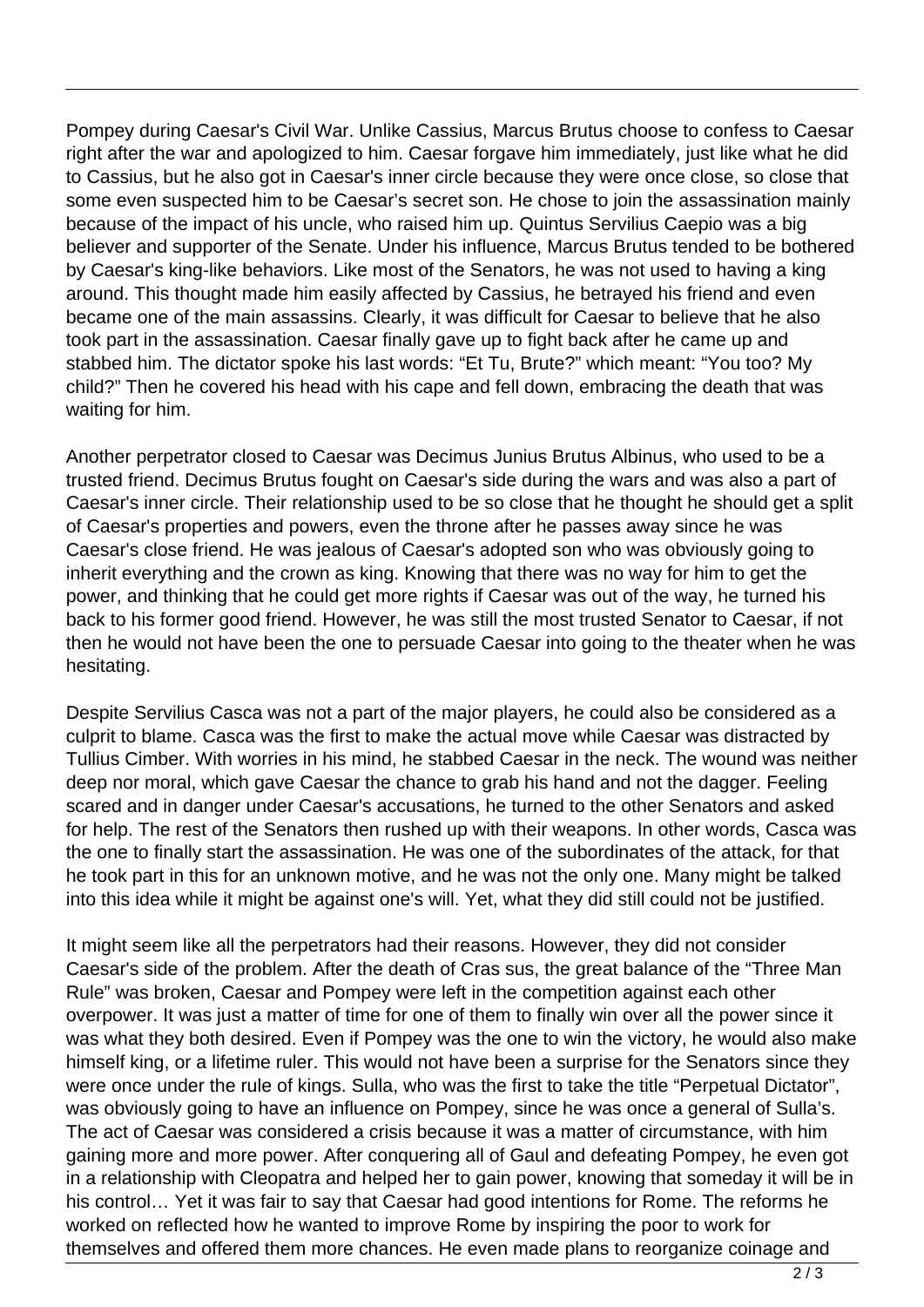Pompey during Caesar's Civil War. Unlike Cassius, Marcus Brutus choose to confess to Caesar right after the war and apologized to him. Caesar forgave him immediately, just like what he did to Cassius, but he also got in Caesar's inner circle because they were once close, so close that some even suspected him to be Caesar's secret son. He chose to join the assassination mainly because of the impact of his uncle, who raised him up. Quintus Servilius Caepio was a big believer and supporter of the Senate. Under his influence, Marcus Brutus tended to be bothered by Caesar's king-like behaviors. Like most of the Senators, he was not used to having a king around. This thought made him easily affected by Cassius, he betrayed his friend and even became one of the main assassins. Clearly, it was difficult for Caesar to believe that he also took part in the assassination. Caesar finally gave up to fight back after he came up and stabbed him. The dictator spoke his last words: "Et Tu, Brute?" which meant: "You too? My child?" Then he covered his head with his cape and fell down, embracing the death that was waiting for him.

Another perpetrator closed to Caesar was Decimus Junius Brutus Albinus, who used to be a trusted friend. Decimus Brutus fought on Caesar's side during the wars and was also a part of Caesar's inner circle. Their relationship used to be so close that he thought he should get a split of Caesar's properties and powers, even the throne after he passes away since he was Caesar's close friend. He was jealous of Caesar's adopted son who was obviously going to inherit everything and the crown as king. Knowing that there was no way for him to get the power, and thinking that he could get more rights if Caesar was out of the way, he turned his back to his former good friend. However, he was still the most trusted Senator to Caesar, if not then he would not have been the one to persuade Caesar into going to the theater when he was hesitating.

Despite Servilius Casca was not a part of the major players, he could also be considered as a culprit to blame. Casca was the first to make the actual move while Caesar was distracted by Tullius Cimber. With worries in his mind, he stabbed Caesar in the neck. The wound was neither deep nor moral, which gave Caesar the chance to grab his hand and not the dagger. Feeling scared and in danger under Caesar's accusations, he turned to the other Senators and asked for help. The rest of the Senators then rushed up with their weapons. In other words, Casca was the one to finally start the assassination. He was one of the subordinates of the attack, for that he took part in this for an unknown motive, and he was not the only one. Many might be talked into this idea while it might be against one's will. Yet, what they did still could not be justified.

It might seem like all the perpetrators had their reasons. However, they did not consider Caesar's side of the problem. After the death of Cras sus, the great balance of the "Three Man Rule" was broken, Caesar and Pompey were left in the competition against each other overpower. It was just a matter of time for one of them to finally win over all the power since it was what they both desired. Even if Pompey was the one to win the victory, he would also make himself king, or a lifetime ruler. This would not have been a surprise for the Senators since they were once under the rule of kings. Sulla, who was the first to take the title "Perpetual Dictator", was obviously going to have an influence on Pompey, since he was once a general of Sulla's. The act of Caesar was considered a crisis because it was a matter of circumstance, with him gaining more and more power. After conquering all of Gaul and defeating Pompey, he even got in a relationship with Cleopatra and helped her to gain power, knowing that someday it will be in his control… Yet it was fair to say that Caesar had good intentions for Rome. The reforms he worked on reflected how he wanted to improve Rome by inspiring the poor to work for themselves and offered them more chances. He even made plans to reorganize coinage and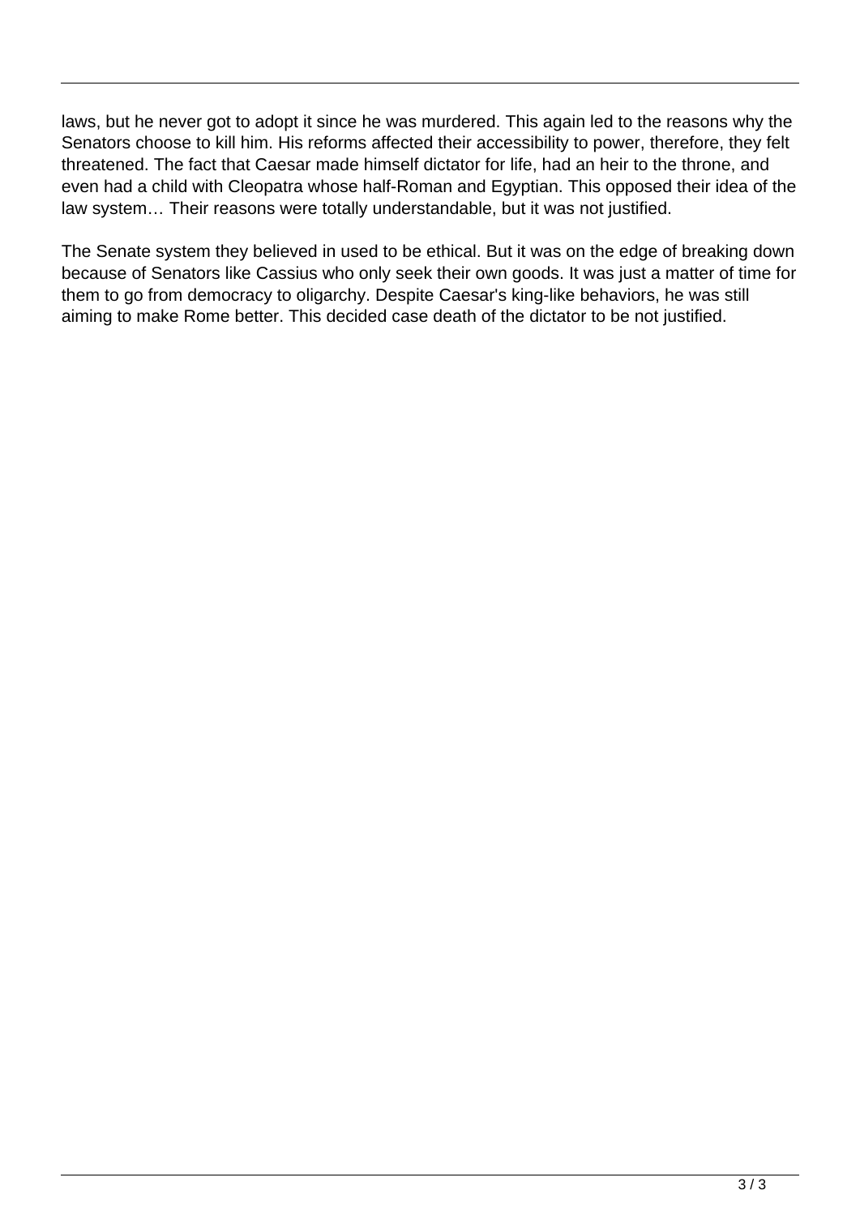laws, but he never got to adopt it since he was murdered. This again led to the reasons why the Senators choose to kill him. His reforms affected their accessibility to power, therefore, they felt threatened. The fact that Caesar made himself dictator for life, had an heir to the throne, and even had a child with Cleopatra whose half-Roman and Egyptian. This opposed their idea of the law system… Their reasons were totally understandable, but it was not justified.

The Senate system they believed in used to be ethical. But it was on the edge of breaking down because of Senators like Cassius who only seek their own goods. It was just a matter of time for them to go from democracy to oligarchy. Despite Caesar's king-like behaviors, he was still aiming to make Rome better. This decided case death of the dictator to be not justified.